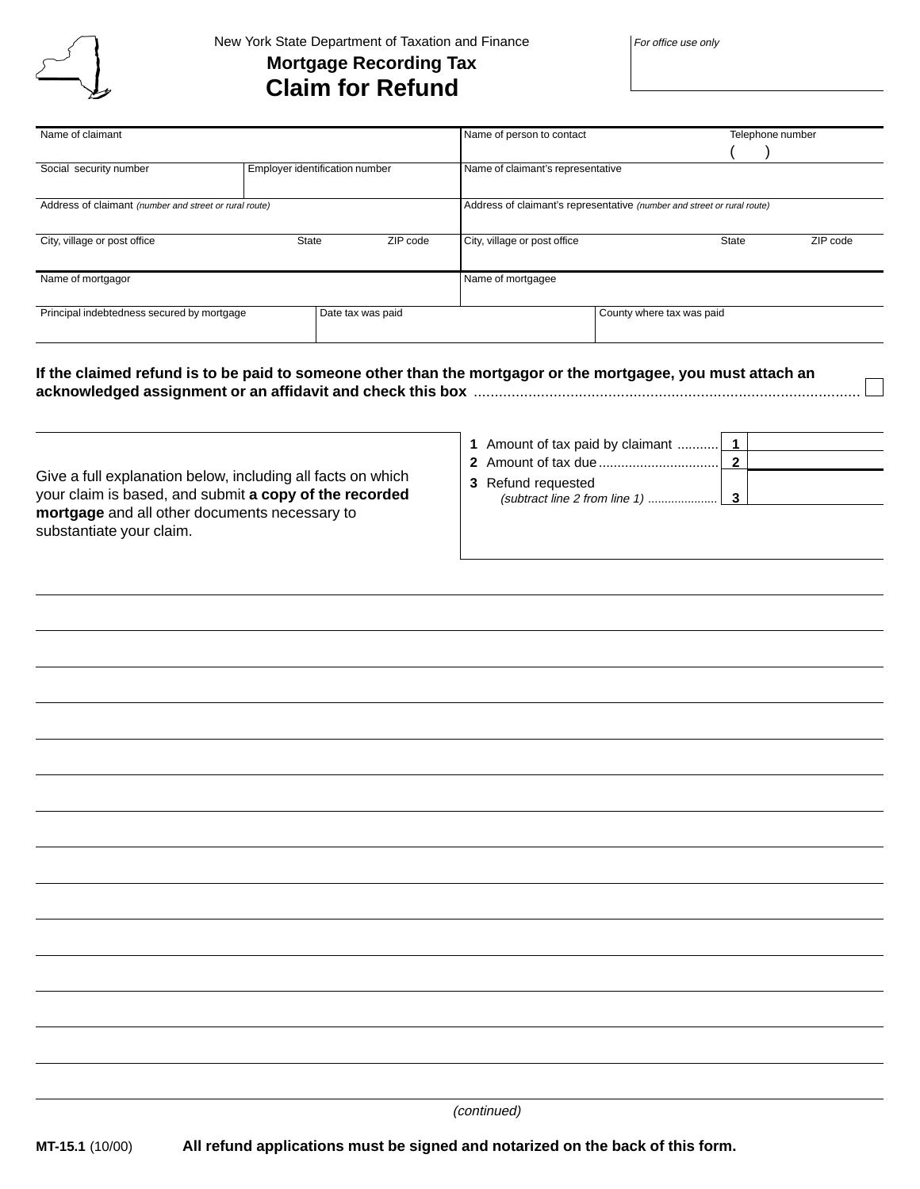New York State Department of Taxation and Finance

# Mortgage Recording Tax

# Claim for Refund

*For office use only*

| Name of claimant | | | Name of person to contact | Telephone number ( ) |
|---|---|---|---|---|
| Social security number | Employer identification number | | Name of claimant's representative | |
| Address of claimant *(number and street or rural route)* | | | Address of claimant's representative *(number and street or rural route)* | |
| City, village or post office | State | ZIP code | City, village or post office | State / ZIP code |
| Name of mortgagor | | | Name of mortgagee | |
| Principal indebtedness secured by mortgage | Date tax was paid | | County where tax was paid | |

**If the claimed refund is to be paid to someone other than the mortgagor or the mortgagee, you must attach an acknowledged assignment or an affidavit and check this box** ☐

Give a full explanation below, including all facts on which your claim is based, and submit **a copy of the recorded mortgage** and all other documents necessary to substantiate your claim.

| | | |
|---|---|---|
| **1** Amount of tax paid by claimant | **1** | |
| **2** Amount of tax due | **2** | |
| **3** Refund requested *(subtract line 2 from line 1)* | **3** | |

*(continued)*

**MT-15.1** (10/00) **All refund applications must be signed and notarized on the back of this form.**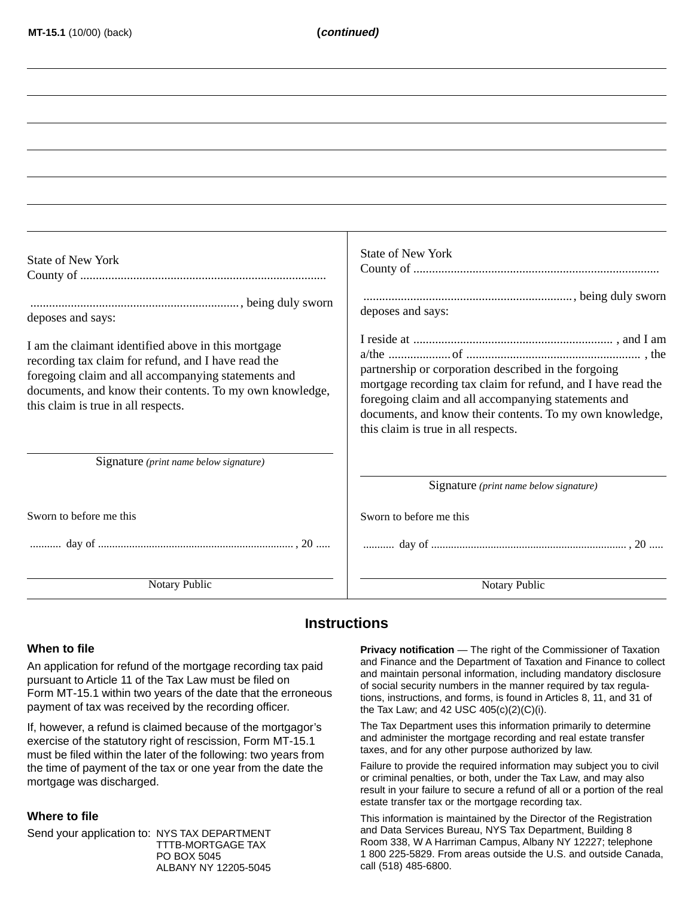**(continued)**

State of New York
County of ..............................................................................

.................................................................., being duly sworn deposes and says:

I am the claimant identified above in this mortgage recording tax claim for refund, and I have read the foregoing claim and all accompanying statements and documents, and know their contents. To my own knowledge, this claim is true in all respects.

Signature *(print name below signature)*

Sworn to before me this

.......... day of .................................................................... , 20 .....

Notary Public

State of New York
County of ..............................................................................

.................................................................., being duly sworn deposes and says:

I reside at ................................................................ , and I am a/the .................... of ........................................................ , the partnership or corporation described in the forgoing mortgage recording tax claim for refund, and I have read the foregoing claim and all accompanying statements and documents, and know their contents. To my own knowledge, this claim is true in all respects.

Signature *(print name below signature)*

Sworn to before me this

.......... day of .................................................................... , 20 .....

Notary Public

## Instructions

### When to file

An application for refund of the mortgage recording tax paid pursuant to Article 11 of the Tax Law must be filed on Form MT-15.1 within two years of the date that the erroneous payment of tax was received by the recording officer.

If, however, a refund is claimed because of the mortgagor's exercise of the statutory right of rescission, Form MT-15.1 must be filed within the later of the following: two years from the time of payment of the tax or one year from the date the mortgage was discharged.

### Where to file

Send your application to: NYS TAX DEPARTMENT
TTTB-MORTGAGE TAX
PO BOX 5045
ALBANY NY 12205-5045

**Privacy notification** — The right of the Commissioner of Taxation and Finance and the Department of Taxation and Finance to collect and maintain personal information, including mandatory disclosure of social security numbers in the manner required by tax regulations, instructions, and forms, is found in Articles 8, 11, and 31 of the Tax Law; and 42 USC 405(c)(2)(C)(i).

The Tax Department uses this information primarily to determine and administer the mortgage recording and real estate transfer taxes, and for any other purpose authorized by law.

Failure to provide the required information may subject you to civil or criminal penalties, or both, under the Tax Law, and may also result in your failure to secure a refund of all or a portion of the real estate transfer tax or the mortgage recording tax.

This information is maintained by the Director of the Registration and Data Services Bureau, NYS Tax Department, Building 8 Room 338, W A Harriman Campus, Albany NY 12227; telephone 1 800 225-5829. From areas outside the U.S. and outside Canada, call (518) 485-6800.